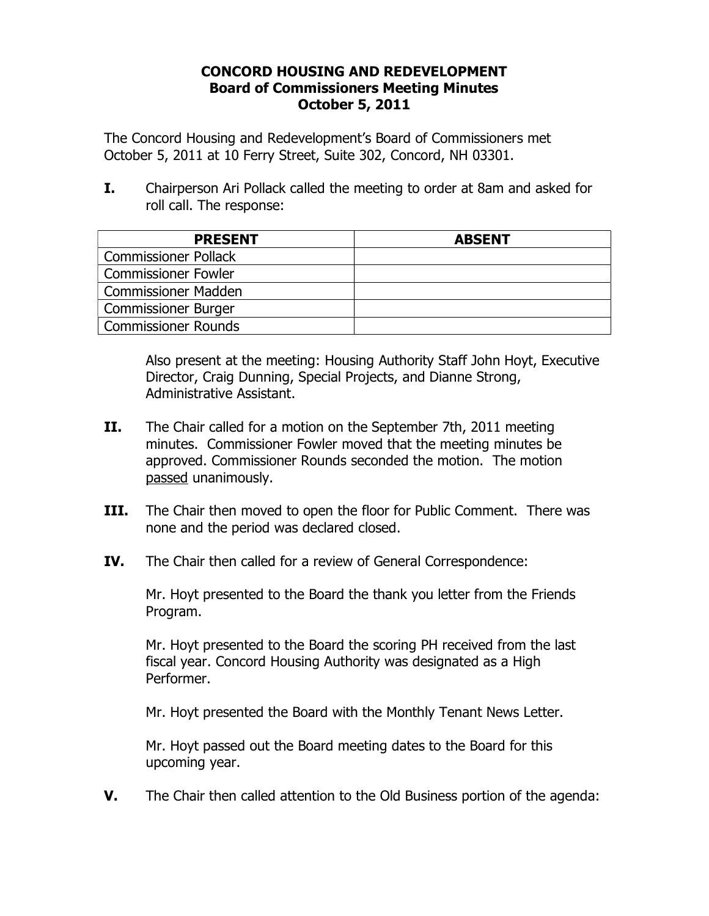# CONCORD HOUSING AND REDEVELOPMENT
## Board of Commissioners Meeting Minutes
## October 5, 2011

The Concord Housing and Redevelopment's Board of Commissioners met October 5, 2011 at 10 Ferry Street, Suite 302, Concord, NH 03301.

**I.** Chairperson Ari Pollack called the meeting to order at 8am and asked for roll call. The response:

| PRESENT | ABSENT |
|---|---|
| Commissioner Pollack | |
| Commissioner Fowler | |
| Commissioner Madden | |
| Commissioner Burger | |
| Commissioner Rounds | |

Also present at the meeting: Housing Authority Staff John Hoyt, Executive Director, Craig Dunning, Special Projects, and Dianne Strong, Administrative Assistant.

**II.** The Chair called for a motion on the September 7th, 2011 meeting minutes. Commissioner Fowler moved that the meeting minutes be approved. Commissioner Rounds seconded the motion. The motion <u>passed</u> unanimously.

**III.** The Chair then moved to open the floor for Public Comment. There was none and the period was declared closed.

**IV.** The Chair then called for a review of General Correspondence:

Mr. Hoyt presented to the Board the thank you letter from the Friends Program.

Mr. Hoyt presented to the Board the scoring PH received from the last fiscal year. Concord Housing Authority was designated as a High Performer.

Mr. Hoyt presented the Board with the Monthly Tenant News Letter.

Mr. Hoyt passed out the Board meeting dates to the Board for this upcoming year.

**V.** The Chair then called attention to the Old Business portion of the agenda: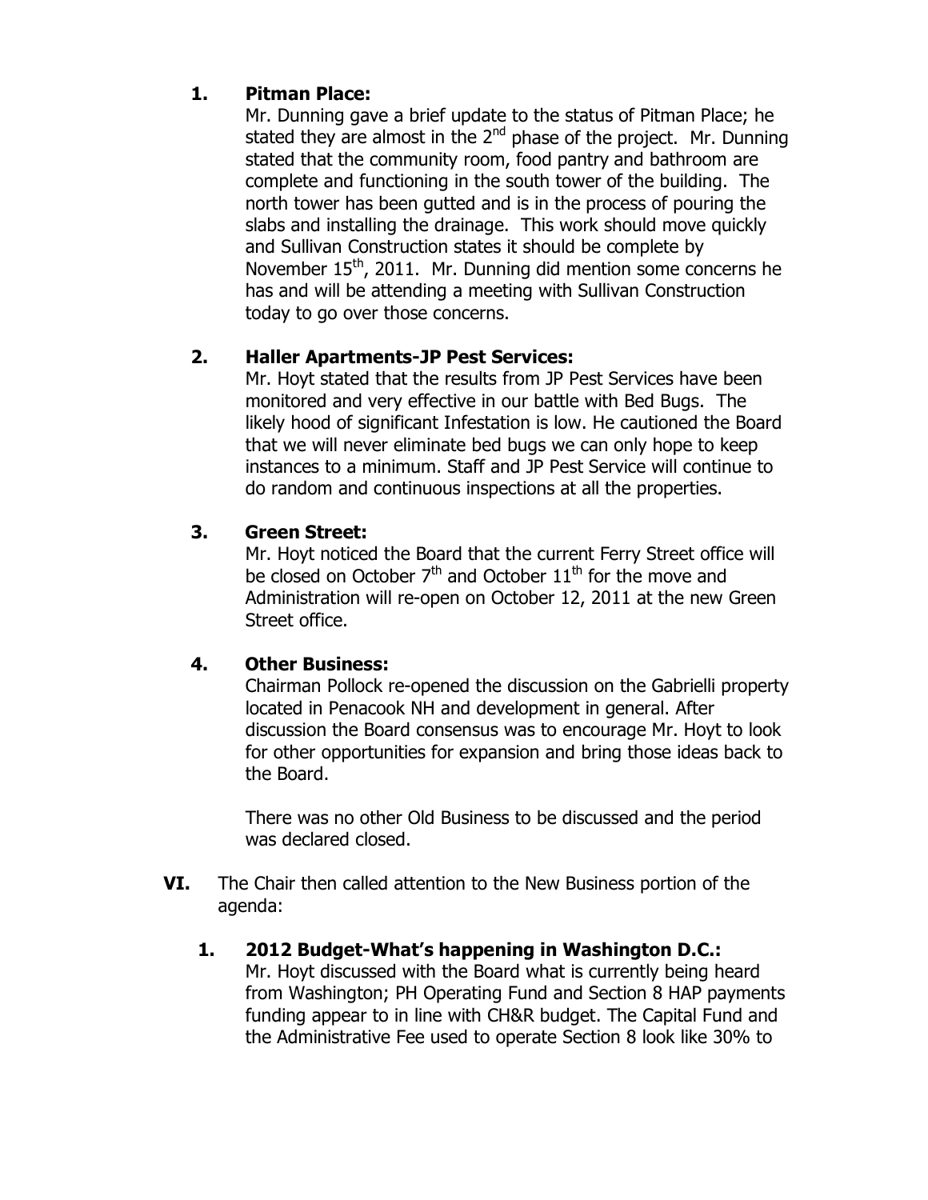**1. Pitman Place:**

Mr. Dunning gave a brief update to the status of Pitman Place; he stated they are almost in the 2nd phase of the project. Mr. Dunning stated that the community room, food pantry and bathroom are complete and functioning in the south tower of the building. The north tower has been gutted and is in the process of pouring the slabs and installing the drainage. This work should move quickly and Sullivan Construction states it should be complete by November 15th, 2011. Mr. Dunning did mention some concerns he has and will be attending a meeting with Sullivan Construction today to go over those concerns.

**2. Haller Apartments-JP Pest Services:**

Mr. Hoyt stated that the results from JP Pest Services have been monitored and very effective in our battle with Bed Bugs. The likely hood of significant Infestation is low. He cautioned the Board that we will never eliminate bed bugs we can only hope to keep instances to a minimum. Staff and JP Pest Service will continue to do random and continuous inspections at all the properties.

**3. Green Street:**

Mr. Hoyt noticed the Board that the current Ferry Street office will be closed on October 7th and October 11th for the move and Administration will re-open on October 12, 2011 at the new Green Street office.

**4. Other Business:**

Chairman Pollock re-opened the discussion on the Gabrielli property located in Penacook NH and development in general. After discussion the Board consensus was to encourage Mr. Hoyt to look for other opportunities for expansion and bring those ideas back to the Board.

There was no other Old Business to be discussed and the period was declared closed.

**VI.** The Chair then called attention to the New Business portion of the agenda:

**1. 2012 Budget-What's happening in Washington D.C.:**

Mr. Hoyt discussed with the Board what is currently being heard from Washington; PH Operating Fund and Section 8 HAP payments funding appear to in line with CH&R budget. The Capital Fund and the Administrative Fee used to operate Section 8 look like 30% to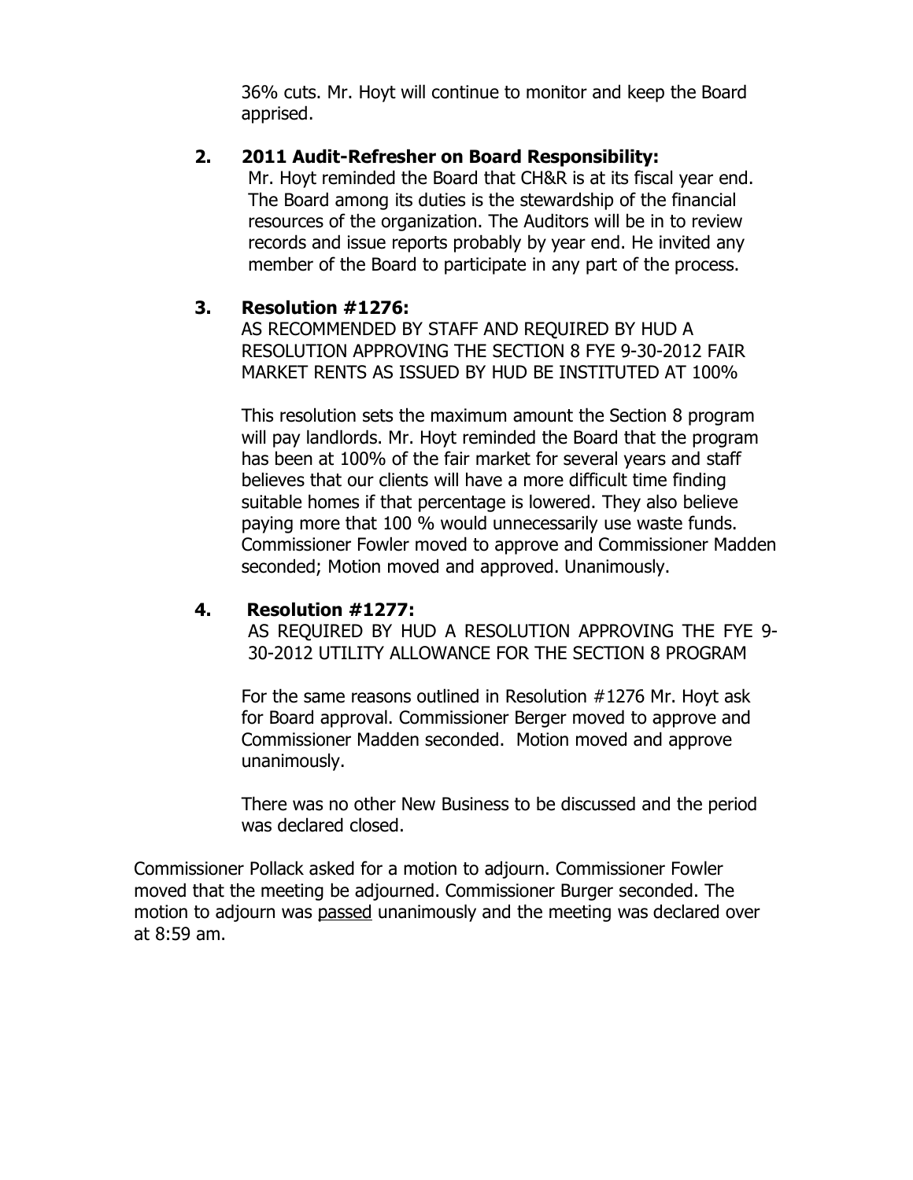36% cuts. Mr. Hoyt will continue to monitor and keep the Board apprised.

2. **2011 Audit-Refresher on Board Responsibility:**
   Mr. Hoyt reminded the Board that CH&R is at its fiscal year end. The Board among its duties is the stewardship of the financial resources of the organization. The Auditors will be in to review records and issue reports probably by year end. He invited any member of the Board to participate in any part of the process.

3. **Resolution #1276:**
   AS RECOMMENDED BY STAFF AND REQUIRED BY HUD A RESOLUTION APPROVING THE SECTION 8 FYE 9-30-2012 FAIR MARKET RENTS AS ISSUED BY HUD BE INSTITUTED AT 100%

   This resolution sets the maximum amount the Section 8 program will pay landlords. Mr. Hoyt reminded the Board that the program has been at 100% of the fair market for several years and staff believes that our clients will have a more difficult time finding suitable homes if that percentage is lowered. They also believe paying more that 100 % would unnecessarily use waste funds. Commissioner Fowler moved to approve and Commissioner Madden seconded; Motion moved and approved. Unanimously.

4. **Resolution #1277:**
   AS REQUIRED BY HUD A RESOLUTION APPROVING THE FYE 9-30-2012 UTILITY ALLOWANCE FOR THE SECTION 8 PROGRAM

   For the same reasons outlined in Resolution #1276 Mr. Hoyt ask for Board approval. Commissioner Berger moved to approve and Commissioner Madden seconded. Motion moved and approve unanimously.

   There was no other New Business to be discussed and the period was declared closed.

Commissioner Pollack asked for a motion to adjourn. Commissioner Fowler moved that the meeting be adjourned. Commissioner Burger seconded. The motion to adjourn was passed unanimously and the meeting was declared over at 8:59 am.